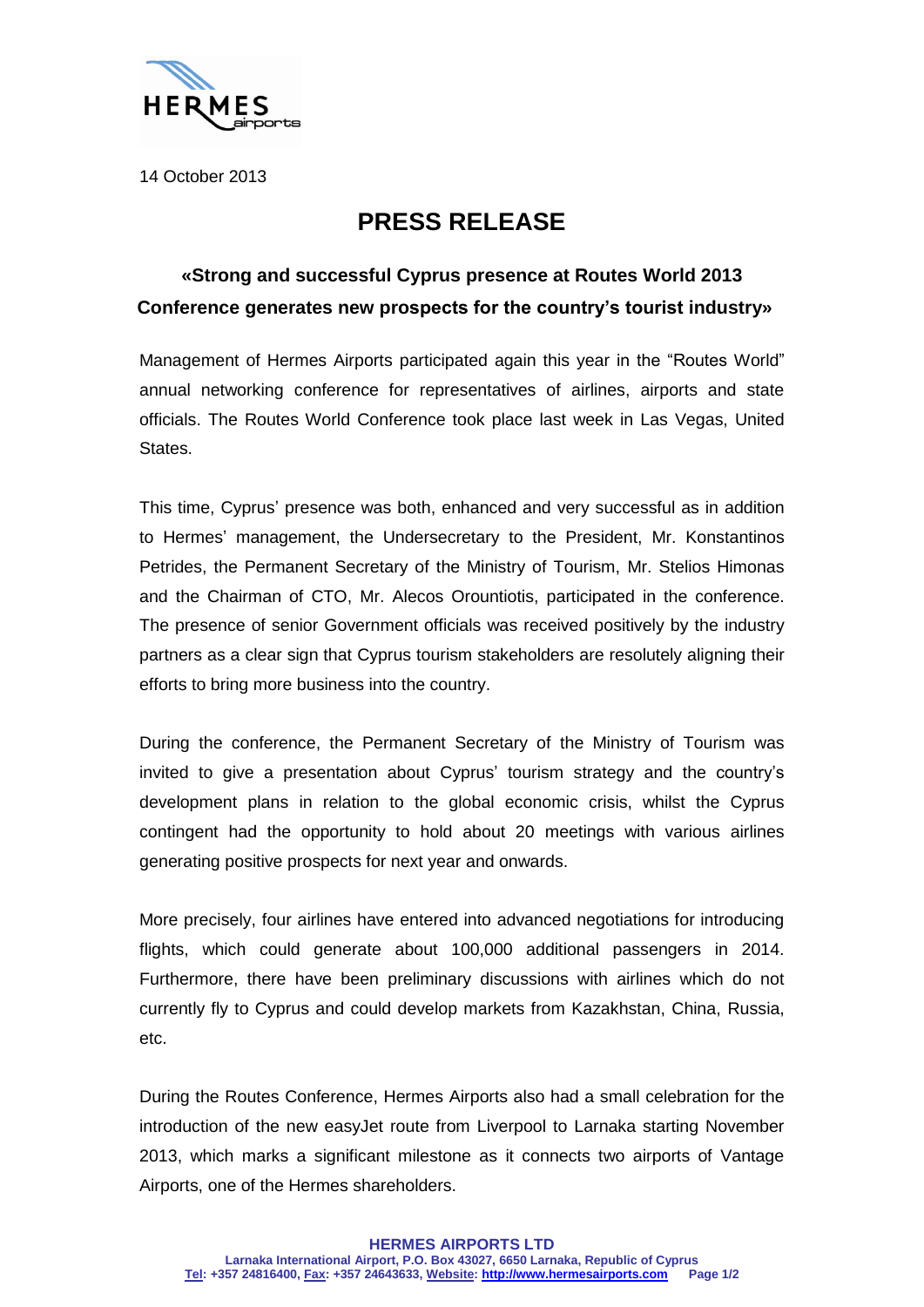14 October 2013

# PRESS RELEASE

## «Strong and successful Cyprus presence at Routes World 2013 Conference generates new prospects for the country's tourist industry»

Management of Hermes Airports participated again this year in the "Routes World" annual networking conference for representatives of airlines, airports and state officials. The Routes World Conference took place last week in Las Vegas, United States.

This time, Cyprus' presence was both, enhanced and very successful as in addition to Hermes' management, the Undersecretary to the President, Mr. Konstantinos Petrides, the Permanent Secretary of the Ministry of Tourism, Mr. Stelios Himonas and the Chairman of CTO, Mr. Alecos Orountiotis, participated in the conference. The presence of senior Government officials was received positively by the industry partners as a clear sign that Cyprus tourism stakeholders are resolutely aligning their efforts to bring more business into the country.

During the conference, the Permanent Secretary of the Ministry of Tourism was invited to give a presentation about Cyprus' tourism strategy and the country's development plans in relation to the global economic crisis, whilst the Cyprus contingent had the opportunity to hold about 20 meetings with various airlines generating positive prospects for next year and onwards.

More precisely, four airlines have entered into advanced negotiations for introducing flights, which could generate about 100,000 additional passengers in 2014. Furthermore, there have been preliminary discussions with airlines which do not currently fly to Cyprus and could develop markets from Kazakhstan, China, Russia, etc.

During the Routes Conference, Hermes Airports also had a small celebration for the introduction of the new easyJet route from Liverpool to Larnaka starting November 2013, which marks a significant milestone as it connects two airports of Vantage Airports, one of the Hermes shareholders.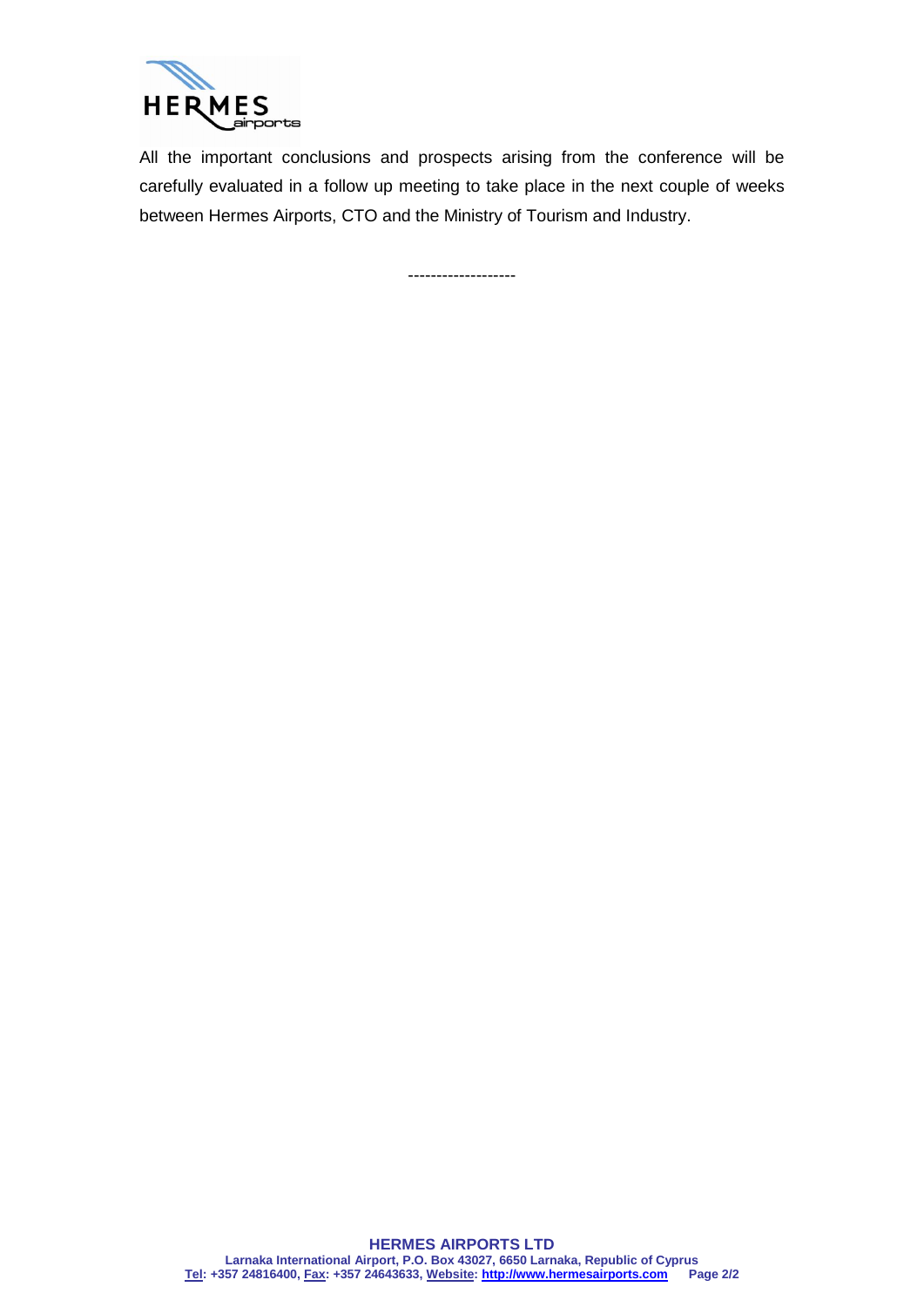All the important conclusions and prospects arising from the conference will be carefully evaluated in a follow up meeting to take place in the next couple of weeks between Hermes Airports, CTO and the Ministry of Tourism and Industry.

-------------------